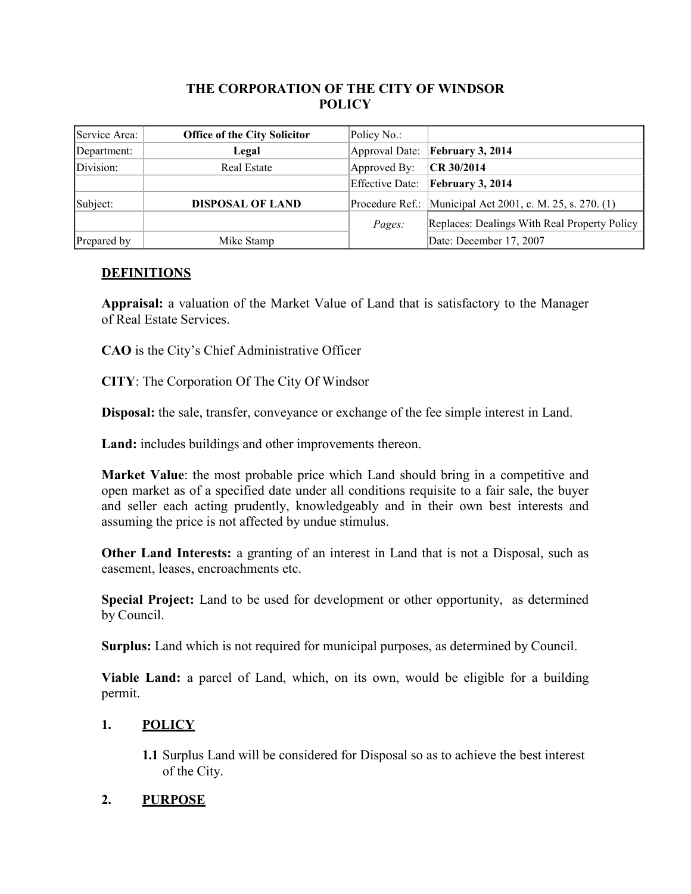**THE CORPORATION OF THE CITY OF WINDSOR**
**POLICY**

| Service Area: | **Office of the City Solicitor** | Policy No.: | |
|---|---|---|---|
| Department: | **Legal** | Approval Date: | **February 3, 2014** |
| Division: | Real Estate | Approved By: | **CR 30/2014** |
| | | Effective Date: | **February 3, 2014** |
| Subject: | **DISPOSAL OF LAND** | Procedure Ref.: | Municipal Act 2001, c. M. 25, s. 270. (1) |
| | | *Pages:* | Replaces: Dealings With Real Property Policy |
| Prepared by | Mike Stamp | | Date: December 17, 2007 |

## DEFINITIONS

**Appraisal:** a valuation of the Market Value of Land that is satisfactory to the Manager of Real Estate Services.

**CAO** is the City's Chief Administrative Officer

**CITY**: The Corporation Of The City Of Windsor

**Disposal:** the sale, transfer, conveyance or exchange of the fee simple interest in Land.

**Land:** includes buildings and other improvements thereon.

**Market Value**: the most probable price which Land should bring in a competitive and open market as of a specified date under all conditions requisite to a fair sale, the buyer and seller each acting prudently, knowledgeably and in their own best interests and assuming the price is not affected by undue stimulus.

**Other Land Interests:** a granting of an interest in Land that is not a Disposal, such as easement, leases, encroachments etc.

**Special Project:** Land to be used for development or other opportunity, as determined by Council.

**Surplus:** Land which is not required for municipal purposes, as determined by Council.

**Viable Land:** a parcel of Land, which, on its own, would be eligible for a building permit.

## 1. POLICY

**1.1** Surplus Land will be considered for Disposal so as to achieve the best interest of the City.

## 2. PURPOSE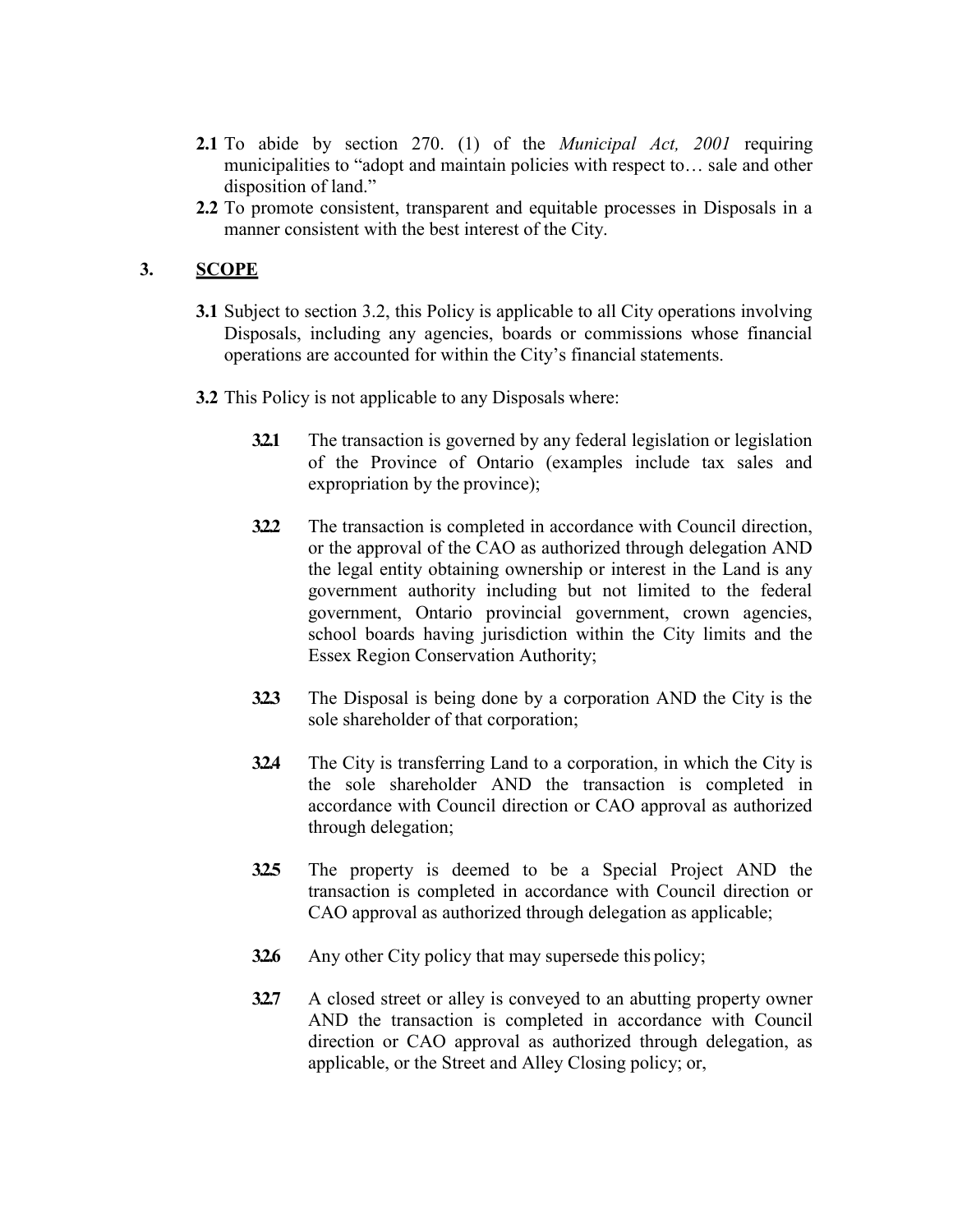**2.1** To abide by section 270. (1) of the *Municipal Act, 2001* requiring municipalities to "adopt and maintain policies with respect to… sale and other disposition of land."

**2.2** To promote consistent, transparent and equitable processes in Disposals in a manner consistent with the best interest of the City.

## 3. SCOPE

**3.1** Subject to section 3.2, this Policy is applicable to all City operations involving Disposals, including any agencies, boards or commissions whose financial operations are accounted for within the City's financial statements.

**3.2** This Policy is not applicable to any Disposals where:

**3.2.1** The transaction is governed by any federal legislation or legislation of the Province of Ontario (examples include tax sales and expropriation by the province);

**3.2.2** The transaction is completed in accordance with Council direction, or the approval of the CAO as authorized through delegation AND the legal entity obtaining ownership or interest in the Land is any government authority including but not limited to the federal government, Ontario provincial government, crown agencies, school boards having jurisdiction within the City limits and the Essex Region Conservation Authority;

**3.2.3** The Disposal is being done by a corporation AND the City is the sole shareholder of that corporation;

**3.2.4** The City is transferring Land to a corporation, in which the City is the sole shareholder AND the transaction is completed in accordance with Council direction or CAO approval as authorized through delegation;

**3.2.5** The property is deemed to be a Special Project AND the transaction is completed in accordance with Council direction or CAO approval as authorized through delegation as applicable;

**3.2.6** Any other City policy that may supersede this policy;

**3.2.7** A closed street or alley is conveyed to an abutting property owner AND the transaction is completed in accordance with Council direction or CAO approval as authorized through delegation, as applicable, or the Street and Alley Closing policy; or,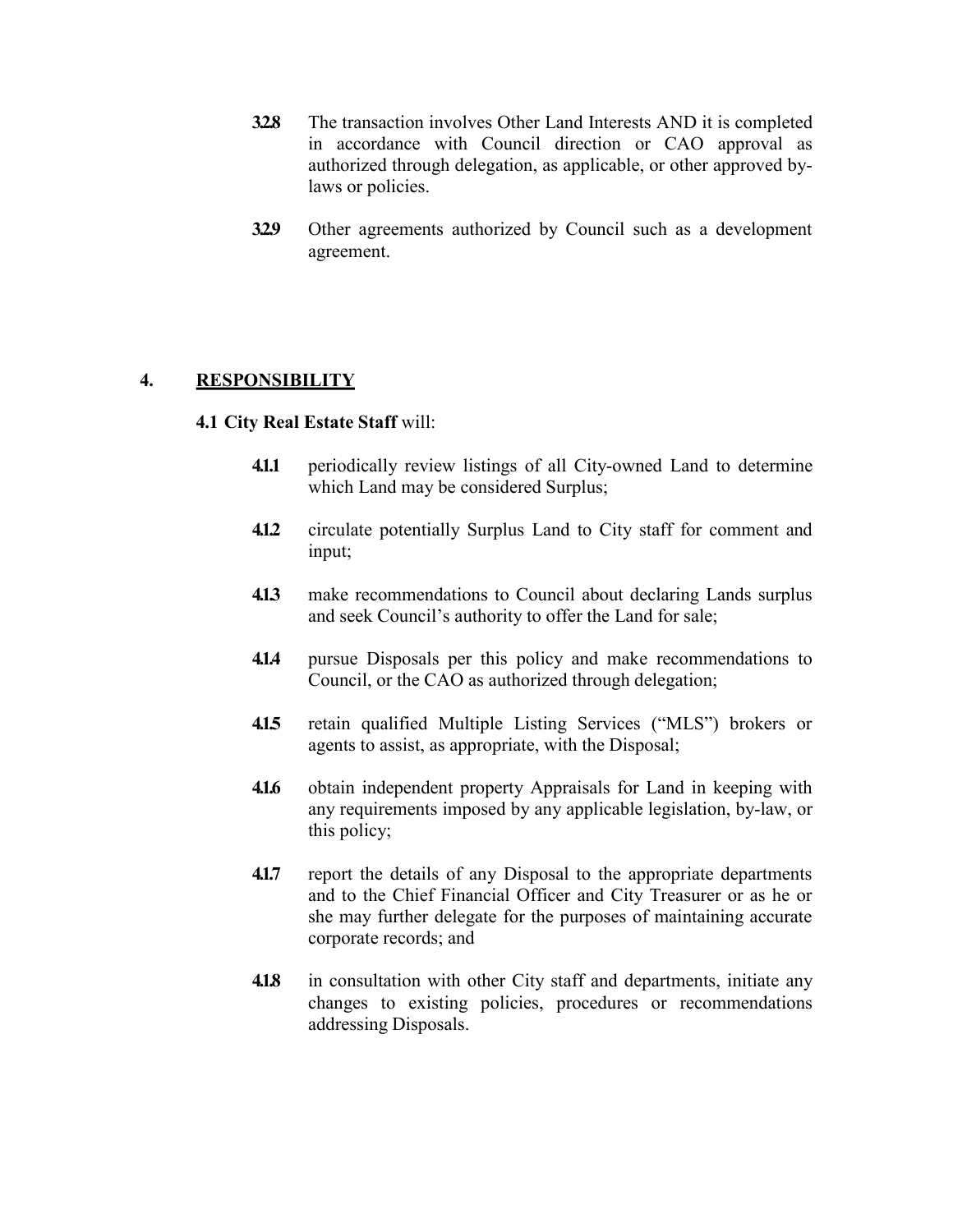**3.2.8** The transaction involves Other Land Interests AND it is completed in accordance with Council direction or CAO approval as authorized through delegation, as applicable, or other approved by-laws or policies.

**3.2.9** Other agreements authorized by Council such as a development agreement.

## 4. RESPONSIBILITY

**4.1 City Real Estate Staff** will:

**4.1.1** periodically review listings of all City-owned Land to determine which Land may be considered Surplus;

**4.1.2** circulate potentially Surplus Land to City staff for comment and input;

**4.1.3** make recommendations to Council about declaring Lands surplus and seek Council's authority to offer the Land for sale;

**4.1.4** pursue Disposals per this policy and make recommendations to Council, or the CAO as authorized through delegation;

**4.1.5** retain qualified Multiple Listing Services ("MLS") brokers or agents to assist, as appropriate, with the Disposal;

**4.1.6** obtain independent property Appraisals for Land in keeping with any requirements imposed by any applicable legislation, by-law, or this policy;

**4.1.7** report the details of any Disposal to the appropriate departments and to the Chief Financial Officer and City Treasurer or as he or she may further delegate for the purposes of maintaining accurate corporate records; and

**4.1.8** in consultation with other City staff and departments, initiate any changes to existing policies, procedures or recommendations addressing Disposals.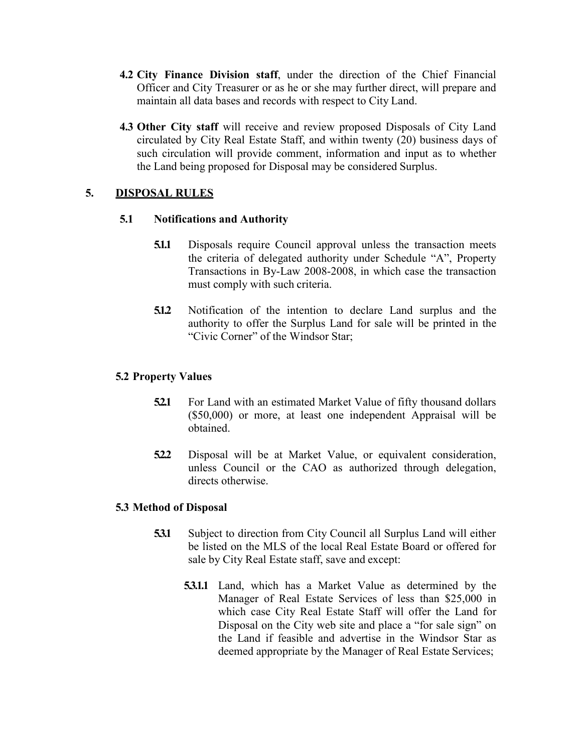**4.2 City Finance Division staff**, under the direction of the Chief Financial Officer and City Treasurer or as he or she may further direct, will prepare and maintain all data bases and records with respect to City Land.

**4.3 Other City staff** will receive and review proposed Disposals of City Land circulated by City Real Estate Staff, and within twenty (20) business days of such circulation will provide comment, information and input as to whether the Land being proposed for Disposal may be considered Surplus.

## 5. DISPOSAL RULES

### 5.1 Notifications and Authority

**5.1.1** Disposals require Council approval unless the transaction meets the criteria of delegated authority under Schedule "A", Property Transactions in By-Law 2008-2008, in which case the transaction must comply with such criteria.

**5.1.2** Notification of the intention to declare Land surplus and the authority to offer the Surplus Land for sale will be printed in the "Civic Corner" of the Windsor Star;

### 5.2 Property Values

**5.2.1** For Land with an estimated Market Value of fifty thousand dollars ($50,000) or more, at least one independent Appraisal will be obtained.

**5.2.2** Disposal will be at Market Value, or equivalent consideration, unless Council or the CAO as authorized through delegation, directs otherwise.

### 5.3 Method of Disposal

**5.3.1** Subject to direction from City Council all Surplus Land will either be listed on the MLS of the local Real Estate Board or offered for sale by City Real Estate staff, save and except:

**5.3.1.1** Land, which has a Market Value as determined by the Manager of Real Estate Services of less than $25,000 in which case City Real Estate Staff will offer the Land for Disposal on the City web site and place a "for sale sign" on the Land if feasible and advertise in the Windsor Star as deemed appropriate by the Manager of Real Estate Services;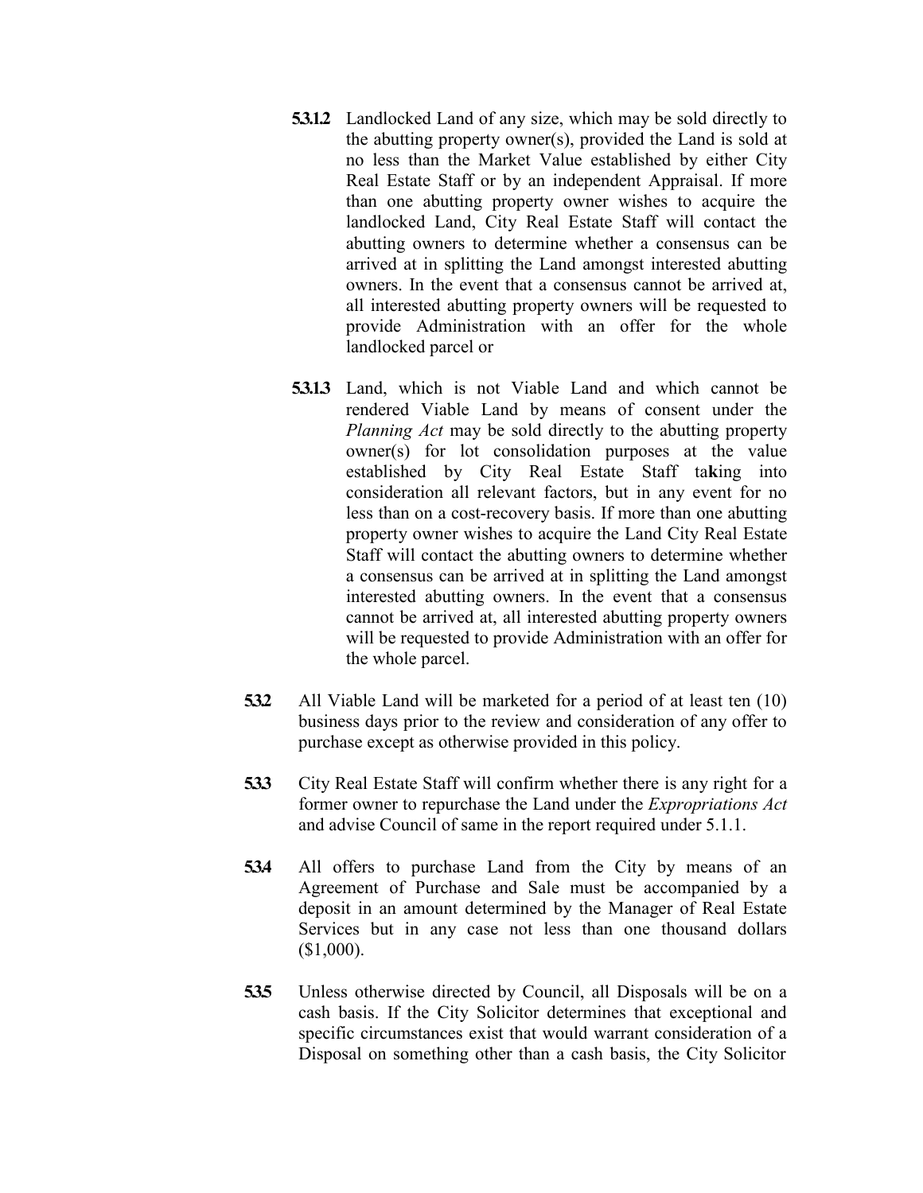**5.3.1.2** Landlocked Land of any size, which may be sold directly to the abutting property owner(s), provided the Land is sold at no less than the Market Value established by either City Real Estate Staff or by an independent Appraisal. If more than one abutting property owner wishes to acquire the landlocked Land, City Real Estate Staff will contact the abutting owners to determine whether a consensus can be arrived at in splitting the Land amongst interested abutting owners. In the event that a consensus cannot be arrived at, all interested abutting property owners will be requested to provide Administration with an offer for the whole landlocked parcel or

**5.3.1.3** Land, which is not Viable Land and which cannot be rendered Viable Land by means of consent under the *Planning Act* may be sold directly to the abutting property owner(s) for lot consolidation purposes at the value established by City Real Estate Staff taking into consideration all relevant factors, but in any event for no less than on a cost-recovery basis. If more than one abutting property owner wishes to acquire the Land City Real Estate Staff will contact the abutting owners to determine whether a consensus can be arrived at in splitting the Land amongst interested abutting owners. In the event that a consensus cannot be arrived at, all interested abutting property owners will be requested to provide Administration with an offer for the whole parcel.

**5.3.2** All Viable Land will be marketed for a period of at least ten (10) business days prior to the review and consideration of any offer to purchase except as otherwise provided in this policy.

**5.3.3** City Real Estate Staff will confirm whether there is any right for a former owner to repurchase the Land under the *Expropriations Act* and advise Council of same in the report required under 5.1.1.

**5.3.4** All offers to purchase Land from the City by means of an Agreement of Purchase and Sale must be accompanied by a deposit in an amount determined by the Manager of Real Estate Services but in any case not less than one thousand dollars ($1,000).

**5.3.5** Unless otherwise directed by Council, all Disposals will be on a cash basis. If the City Solicitor determines that exceptional and specific circumstances exist that would warrant consideration of a Disposal on something other than a cash basis, the City Solicitor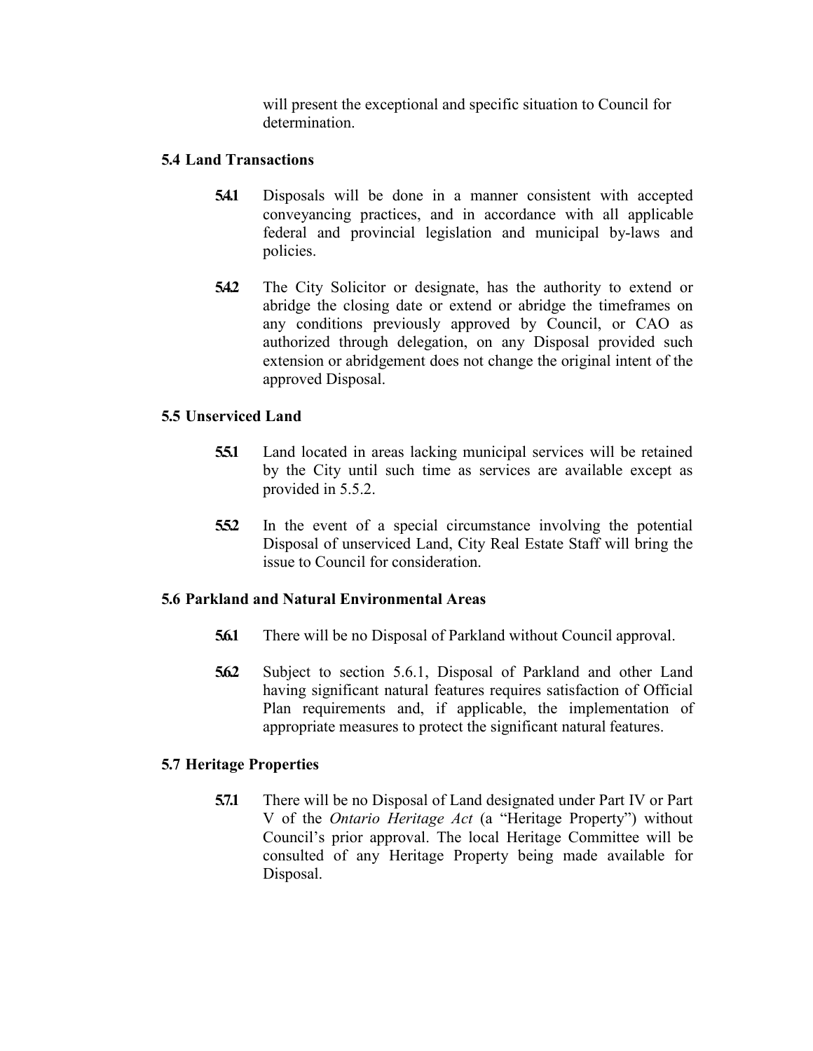will present the exceptional and specific situation to Council for determination.

### 5.4 Land Transactions

**5.4.1** Disposals will be done in a manner consistent with accepted conveyancing practices, and in accordance with all applicable federal and provincial legislation and municipal by-laws and policies.

**5.4.2** The City Solicitor or designate, has the authority to extend or abridge the closing date or extend or abridge the timeframes on any conditions previously approved by Council, or CAO as authorized through delegation, on any Disposal provided such extension or abridgement does not change the original intent of the approved Disposal.

### 5.5 Unserviced Land

**5.5.1** Land located in areas lacking municipal services will be retained by the City until such time as services are available except as provided in 5.5.2.

**5.5.2** In the event of a special circumstance involving the potential Disposal of unserviced Land, City Real Estate Staff will bring the issue to Council for consideration.

### 5.6 Parkland and Natural Environmental Areas

**5.6.1** There will be no Disposal of Parkland without Council approval.

**5.6.2** Subject to section 5.6.1, Disposal of Parkland and other Land having significant natural features requires satisfaction of Official Plan requirements and, if applicable, the implementation of appropriate measures to protect the significant natural features.

### 5.7 Heritage Properties

**5.7.1** There will be no Disposal of Land designated under Part IV or Part V of the *Ontario Heritage Act* (a "Heritage Property") without Council's prior approval. The local Heritage Committee will be consulted of any Heritage Property being made available for Disposal.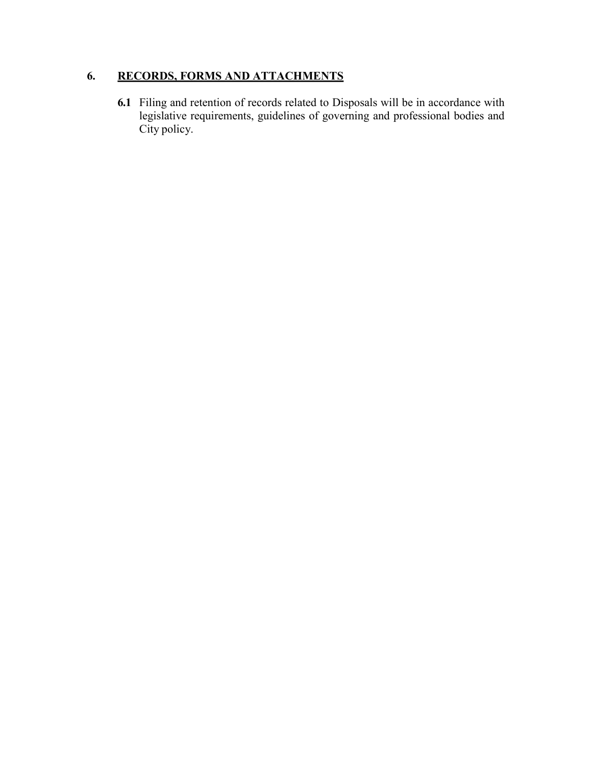## 6. RECORDS, FORMS AND ATTACHMENTS

**6.1** Filing and retention of records related to Disposals will be in accordance with legislative requirements, guidelines of governing and professional bodies and City policy.